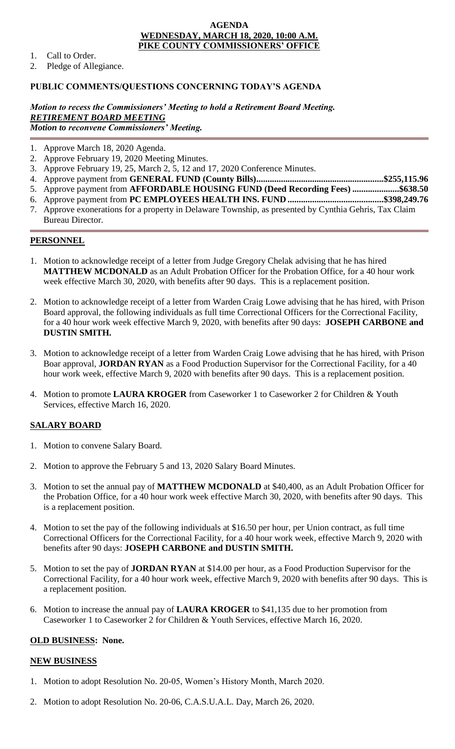**AGENDA**
**WEDNESDAY, MARCH 18, 2020, 10:00 A.M.**
**PIKE COUNTY COMMISSIONERS' OFFICE**

1. Call to Order.
2. Pledge of Allegiance.

**PUBLIC COMMENTS/QUESTIONS CONCERNING TODAY'S AGENDA**

***Motion to recess the Commissioners' Meeting to hold a Retirement Board Meeting.***
***RETIREMENT BOARD MEETING***
***Motion to reconvene Commissioners' Meeting.***

1. Approve March 18, 2020 Agenda.
2. Approve February 19, 2020 Meeting Minutes.
3. Approve February 19, 25, March 2, 5, 12 and 17, 2020 Conference Minutes.
4. Approve payment from **GENERAL FUND (County Bills).........................................................$255,115.96**
5. Approve payment from **AFFORDABLE HOUSING FUND (Deed Recording Fees) .....................$638.50**
6. Approve payment from **PC EMPLOYEES HEALTH INS. FUND...........................................$398,249.76**
7. Approve exonerations for a property in Delaware Township, as presented by Cynthia Gehris, Tax Claim Bureau Director.

**PERSONNEL**

1. Motion to acknowledge receipt of a letter from Judge Gregory Chelak advising that he has hired **MATTHEW MCDONALD** as an Adult Probation Officer for the Probation Office, for a 40 hour work week effective March 30, 2020, with benefits after 90 days. This is a replacement position.

2. Motion to acknowledge receipt of a letter from Warden Craig Lowe advising that he has hired, with Prison Board approval, the following individuals as full time Correctional Officers for the Correctional Facility, for a 40 hour work week effective March 9, 2020, with benefits after 90 days: **JOSEPH CARBONE and DUSTIN SMITH.**

3. Motion to acknowledge receipt of a letter from Warden Craig Lowe advising that he has hired, with Prison Boar approval, **JORDAN RYAN** as a Food Production Supervisor for the Correctional Facility, for a 40 hour work week, effective March 9, 2020 with benefits after 90 days. This is a replacement position.

4. Motion to promote **LAURA KROGER** from Caseworker 1 to Caseworker 2 for Children & Youth Services, effective March 16, 2020.

**SALARY BOARD**

1. Motion to convene Salary Board.

2. Motion to approve the February 5 and 13, 2020 Salary Board Minutes.

3. Motion to set the annual pay of **MATTHEW MCDONALD** at $40,400, as an Adult Probation Officer for the Probation Office, for a 40 hour work week effective March 30, 2020, with benefits after 90 days. This is a replacement position.

4. Motion to set the pay of the following individuals at $16.50 per hour, per Union contract, as full time Correctional Officers for the Correctional Facility, for a 40 hour work week, effective March 9, 2020 with benefits after 90 days: **JOSEPH CARBONE and DUSTIN SMITH.**

5. Motion to set the pay of **JORDAN RYAN** at $14.00 per hour, as a Food Production Supervisor for the Correctional Facility, for a 40 hour work week, effective March 9, 2020 with benefits after 90 days. This is a replacement position.

6. Motion to increase the annual pay of **LAURA KROGER** to $41,135 due to her promotion from Caseworker 1 to Caseworker 2 for Children & Youth Services, effective March 16, 2020.

**OLD BUSINESS: None.**

**NEW BUSINESS**

1. Motion to adopt Resolution No. 20-05, Women's History Month, March 2020.

2. Motion to adopt Resolution No. 20-06, C.A.S.U.A.L. Day, March 26, 2020.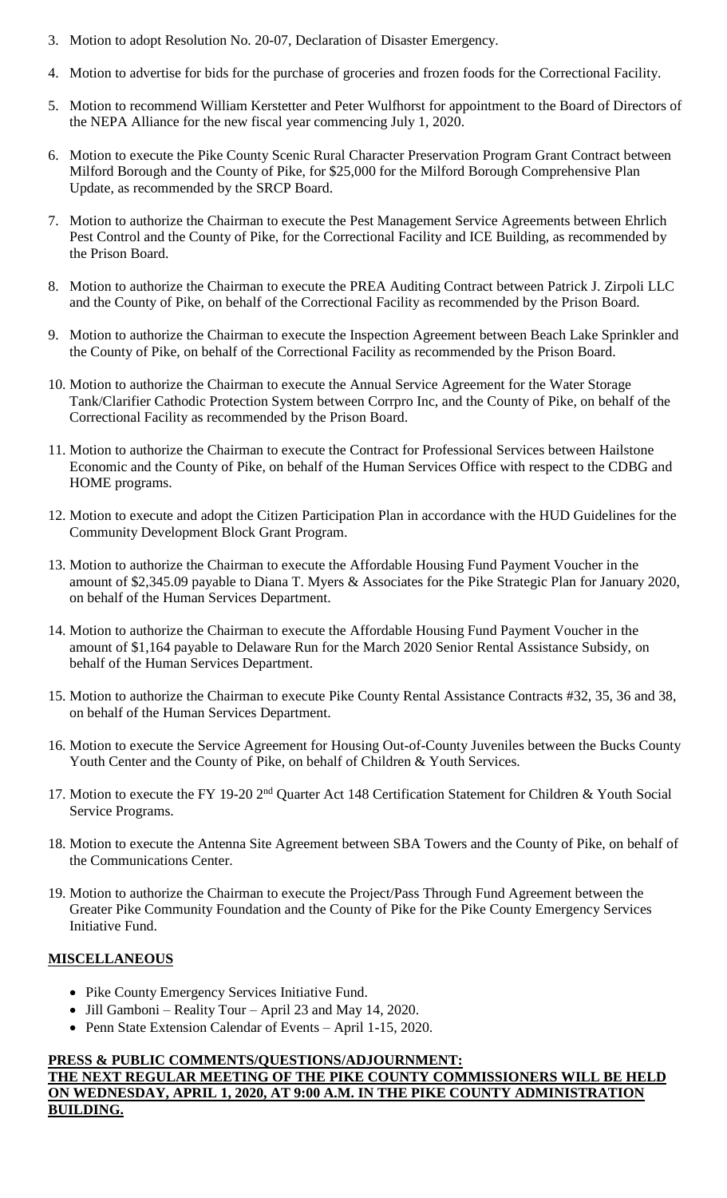3. Motion to adopt Resolution No. 20-07, Declaration of Disaster Emergency.

4. Motion to advertise for bids for the purchase of groceries and frozen foods for the Correctional Facility.

5. Motion to recommend William Kerstetter and Peter Wulfhorst for appointment to the Board of Directors of the NEPA Alliance for the new fiscal year commencing July 1, 2020.

6. Motion to execute the Pike County Scenic Rural Character Preservation Program Grant Contract between Milford Borough and the County of Pike, for $25,000 for the Milford Borough Comprehensive Plan Update, as recommended by the SRCP Board.

7. Motion to authorize the Chairman to execute the Pest Management Service Agreements between Ehrlich Pest Control and the County of Pike, for the Correctional Facility and ICE Building, as recommended by the Prison Board.

8. Motion to authorize the Chairman to execute the PREA Auditing Contract between Patrick J. Zirpoli LLC and the County of Pike, on behalf of the Correctional Facility as recommended by the Prison Board.

9. Motion to authorize the Chairman to execute the Inspection Agreement between Beach Lake Sprinkler and the County of Pike, on behalf of the Correctional Facility as recommended by the Prison Board.

10. Motion to authorize the Chairman to execute the Annual Service Agreement for the Water Storage Tank/Clarifier Cathodic Protection System between Corrpro Inc, and the County of Pike, on behalf of the Correctional Facility as recommended by the Prison Board.

11. Motion to authorize the Chairman to execute the Contract for Professional Services between Hailstone Economic and the County of Pike, on behalf of the Human Services Office with respect to the CDBG and HOME programs.

12. Motion to execute and adopt the Citizen Participation Plan in accordance with the HUD Guidelines for the Community Development Block Grant Program.

13. Motion to authorize the Chairman to execute the Affordable Housing Fund Payment Voucher in the amount of $2,345.09 payable to Diana T. Myers & Associates for the Pike Strategic Plan for January 2020, on behalf of the Human Services Department.

14. Motion to authorize the Chairman to execute the Affordable Housing Fund Payment Voucher in the amount of $1,164 payable to Delaware Run for the March 2020 Senior Rental Assistance Subsidy, on behalf of the Human Services Department.

15. Motion to authorize the Chairman to execute Pike County Rental Assistance Contracts #32, 35, 36 and 38, on behalf of the Human Services Department.

16. Motion to execute the Service Agreement for Housing Out-of-County Juveniles between the Bucks County Youth Center and the County of Pike, on behalf of Children & Youth Services.

17. Motion to execute the FY 19-20 2nd Quarter Act 148 Certification Statement for Children & Youth Social Service Programs.

18. Motion to execute the Antenna Site Agreement between SBA Towers and the County of Pike, on behalf of the Communications Center.

19. Motion to authorize the Chairman to execute the Project/Pass Through Fund Agreement between the Greater Pike Community Foundation and the County of Pike for the Pike County Emergency Services Initiative Fund.

**MISCELLANEOUS**

- Pike County Emergency Services Initiative Fund.
- Jill Gamboni – Reality Tour – April 23 and May 14, 2020.
- Penn State Extension Calendar of Events – April 1-15, 2020.

**PRESS & PUBLIC COMMENTS/QUESTIONS/ADJOURNMENT:**
**THE NEXT REGULAR MEETING OF THE PIKE COUNTY COMMISSIONERS WILL BE HELD ON WEDNESDAY, APRIL 1, 2020, AT 9:00 A.M. IN THE PIKE COUNTY ADMINISTRATION BUILDING.**